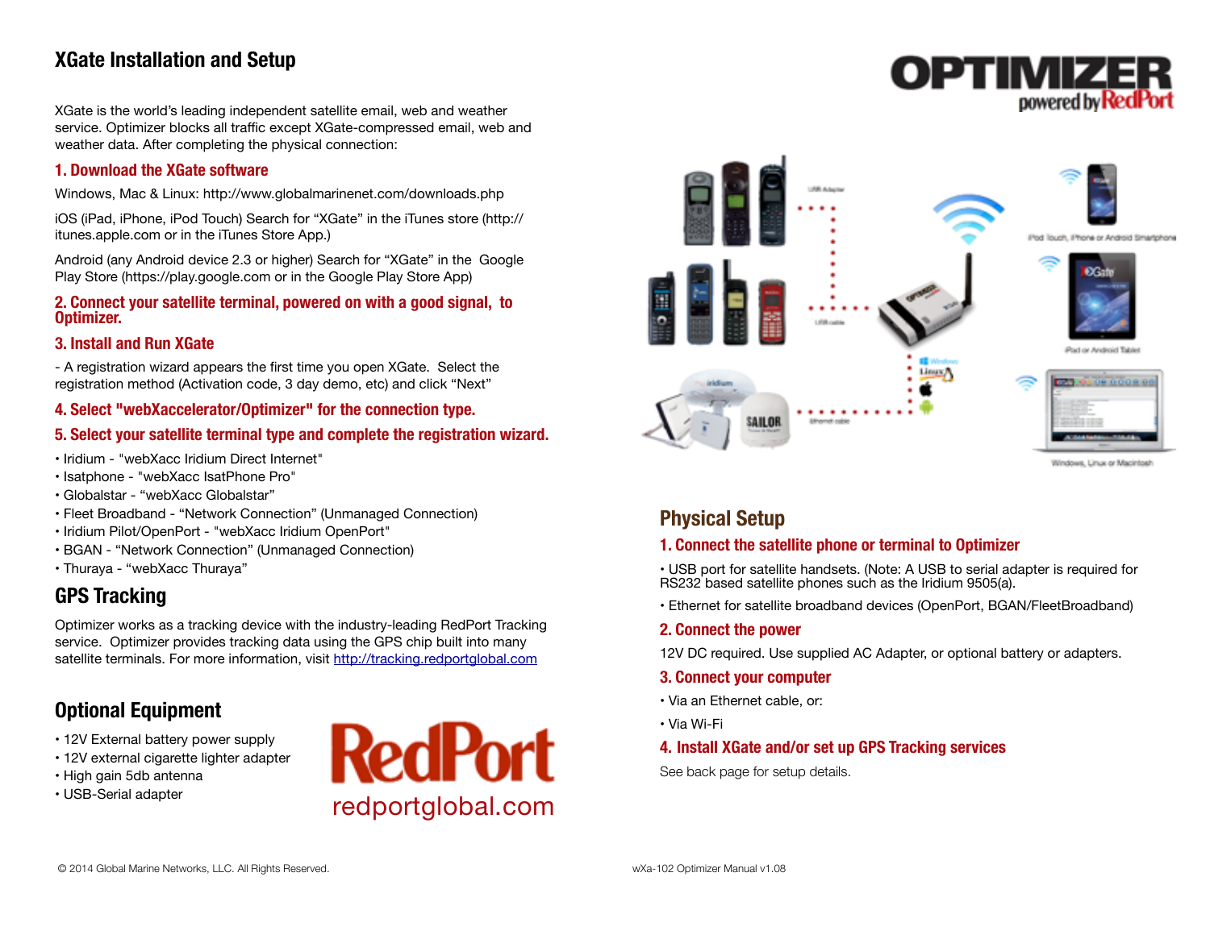# XGate Installation and Setup

XGate is the world's leading independent satellite email, web and weather service. Optimizer blocks all traffic except XGate-compressed email, web and weather data. After completing the physical connection:

### 1. Download the XGate software

Windows, Mac & Linux: http://www.globalmarinenet.com/downloads.php

iOS (iPad, iPhone, iPod Touch) Search for "XGate" in the iTunes store (http://itunes.apple.com or in the iTunes Store App.)

Android (any Android device 2.3 or higher) Search for "XGate" in the Google Play Store (https://play.google.com or in the Google Play Store App)

### 2. Connect your satellite terminal, powered on with a good signal, to Optimizer.

### 3. Install and Run XGate

- A registration wizard appears the first time you open XGate. Select the registration method (Activation code, 3 day demo, etc) and click "Next"

### 4. Select "webXaccelerator/Optimizer" for the connection type.

### 5. Select your satellite terminal type and complete the registration wizard.

- Iridium - "webXacc Iridium Direct Internet"
- Isatphone - "webXacc IsatPhone Pro"
- Globalstar - "webXacc Globalstar"
- Fleet Broadband - "Network Connection" (Unmanaged Connection)
- Iridium Pilot/OpenPort - "webXacc Iridium OpenPort"
- BGAN - "Network Connection" (Unmanaged Connection)
- Thuraya - "webXacc Thuraya"

## GPS Tracking

Optimizer works as a tracking device with the industry-leading RedPort Tracking service. Optimizer provides tracking data using the GPS chip built into many satellite terminals. For more information, visit [http://tracking.redportglobal.com](http://tracking.redportglobal.com)

## Optional Equipment

- 12V External battery power supply
- 12V external cigarette lighter adapter
- High gain 5db antenna
- USB-Serial adapter

RedPort
redportglobal.com

OPTIMIZER powered by RedPort

## Physical Setup

### 1. Connect the satellite phone or terminal to Optimizer

- USB port for satellite handsets. (Note: A USB to serial adapter is required for RS232 based satellite phones such as the Iridium 9505(a).
- Ethernet for satellite broadband devices (OpenPort, BGAN/FleetBroadband)

### 2. Connect the power

12V DC required. Use supplied AC Adapter, or optional battery or adapters.

### 3. Connect your computer

- Via an Ethernet cable, or:
- Via Wi-Fi

### 4. Install XGate and/or set up GPS Tracking services

See back page for setup details.

© 2014 Global Marine Networks, LLC. All Rights Reserved.

wXa-102 Optimizer Manual v1.08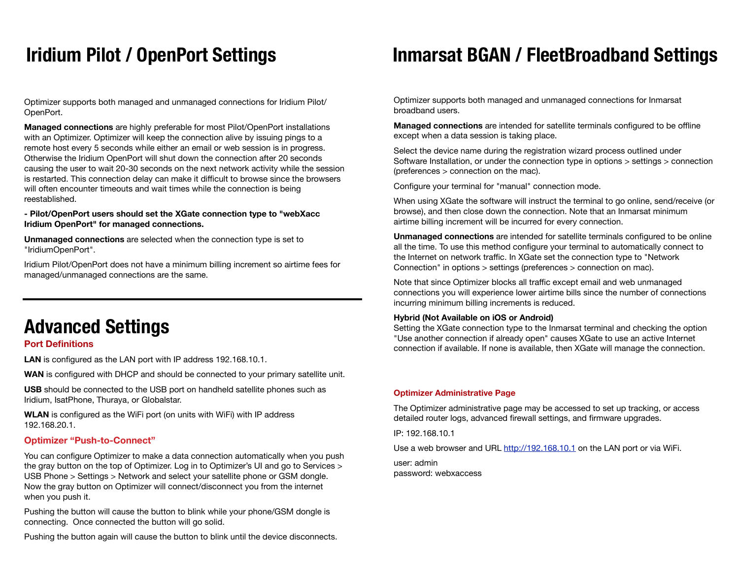# Iridium Pilot / OpenPort Settings

Optimizer supports both managed and unmanaged connections for Iridium Pilot/ OpenPort.

**Managed connections** are highly preferable for most Pilot/OpenPort installations with an Optimizer. Optimizer will keep the connection alive by issuing pings to a remote host every 5 seconds while either an email or web session is in progress. Otherwise the Iridium OpenPort will shut down the connection after 20 seconds causing the user to wait 20-30 seconds on the next network activity while the session is restarted. This connection delay can make it difficult to browse since the browsers will often encounter timeouts and wait times while the connection is being reestablished.

**- Pilot/OpenPort users should set the XGate connection type to "webXacc Iridium OpenPort" for managed connections.**

**Unmanaged connections** are selected when the connection type is set to "IridiumOpenPort".

Iridium Pilot/OpenPort does not have a minimum billing increment so airtime fees for managed/unmanaged connections are the same.

# Advanced Settings

## Port Definitions

**LAN** is configured as the LAN port with IP address 192.168.10.1.

**WAN** is configured with DHCP and should be connected to your primary satellite unit.

**USB** should be connected to the USB port on handheld satellite phones such as Iridium, IsatPhone, Thuraya, or Globalstar.

**WLAN** is configured as the WiFi port (on units with WiFi) with IP address 192.168.20.1.

## Optimizer “Push-to-Connect”

You can configure Optimizer to make a data connection automatically when you push the gray button on the top of Optimizer. Log in to Optimizer’s UI and go to Services > USB Phone > Settings > Network and select your satellite phone or GSM dongle. Now the gray button on Optimizer will connect/disconnect you from the internet when you push it.

Pushing the button will cause the button to blink while your phone/GSM dongle is connecting. Once connected the button will go solid.

Pushing the button again will cause the button to blink until the device disconnects.

# Inmarsat BGAN / FleetBroadband Settings

Optimizer supports both managed and unmanaged connections for Inmarsat broadband users.

**Managed connections** are intended for satellite terminals configured to be offline except when a data session is taking place.

Select the device name during the registration wizard process outlined under Software Installation, or under the connection type in options > settings > connection (preferences > connection on the mac).

Configure your terminal for "manual" connection mode.

When using XGate the software will instruct the terminal to go online, send/receive (or browse), and then close down the connection. Note that an Inmarsat minimum airtime billing increment will be incurred for every connection.

**Unmanaged connections** are intended for satellite terminals configured to be online all the time. To use this method configure your terminal to automatically connect to the Internet on network traffic. In XGate set the connection type to "Network Connection" in options > settings (preferences > connection on mac).

Note that since Optimizer blocks all traffic except email and web unmanaged connections you will experience lower airtime bills since the number of connections incurring minimum billing increments is reduced.

**Hybrid (Not Available on iOS or Android)**
Setting the XGate connection type to the Inmarsat terminal and checking the option "Use another connection if already open" causes XGate to use an active Internet connection if available. If none is available, then XGate will manage the connection.

## Optimizer Administrative Page

The Optimizer administrative page may be accessed to set up tracking, or access detailed router logs, advanced firewall settings, and firmware upgrades.

IP: 192.168.10.1

Use a web browser and URL http://192.168.10.1 on the LAN port or via WiFi.

user: admin
password: webxaccess